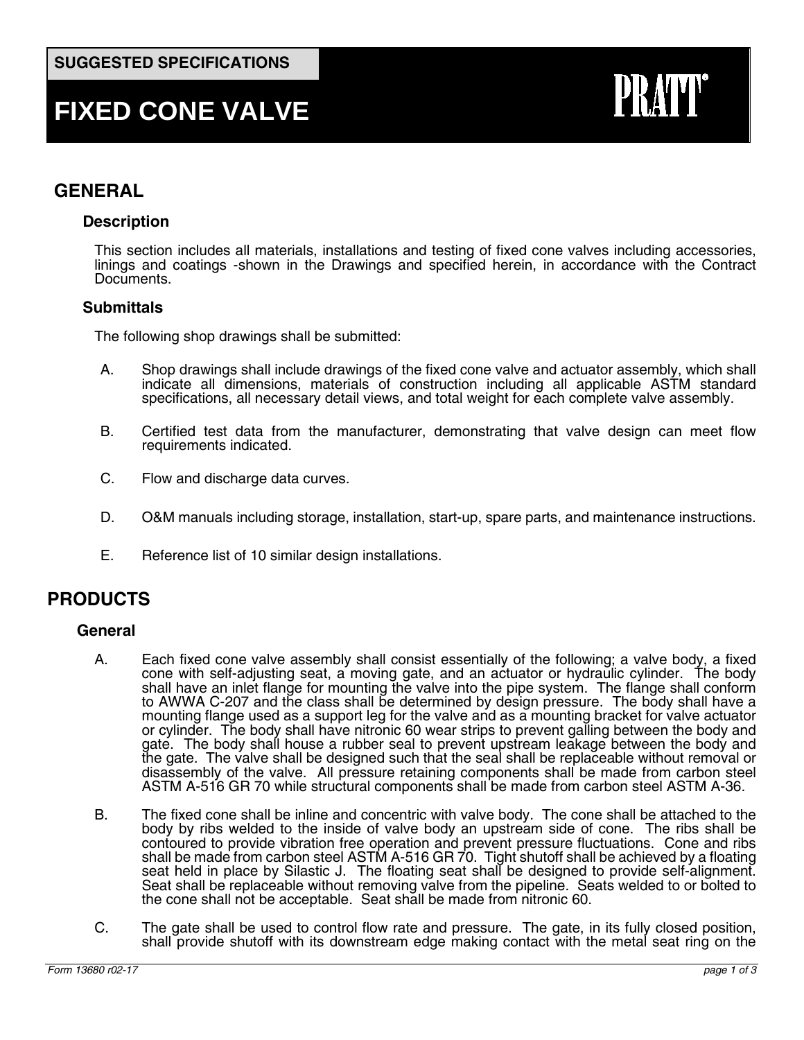**SUGGESTED SPECIFICATIONS**

# FIXED CONE VALVE

PRATT®

## GENERAL

### Description

This section includes all materials, installations and testing of fixed cone valves including accessories, linings and coatings -shown in the Drawings and specified herein, in accordance with the Contract Documents.

### Submittals

The following shop drawings shall be submitted:

A. Shop drawings shall include drawings of the fixed cone valve and actuator assembly, which shall indicate all dimensions, materials of construction including all applicable ASTM standard specifications, all necessary detail views, and total weight for each complete valve assembly.

B. Certified test data from the manufacturer, demonstrating that valve design can meet flow requirements indicated.

C. Flow and discharge data curves.

D. O&M manuals including storage, installation, start-up, spare parts, and maintenance instructions.

E. Reference list of 10 similar design installations.

## PRODUCTS

### General

A. Each fixed cone valve assembly shall consist essentially of the following; a valve body, a fixed cone with self-adjusting seat, a moving gate, and an actuator or hydraulic cylinder. The body shall have an inlet flange for mounting the valve into the pipe system. The flange shall conform to AWWA C-207 and the class shall be determined by design pressure. The body shall have a mounting flange used as a support leg for the valve and as a mounting bracket for valve actuator or cylinder. The body shall have nitronic 60 wear strips to prevent galling between the body and gate. The body shall house a rubber seal to prevent upstream leakage between the body and the gate. The valve shall be designed such that the seal shall be replaceable without removal or disassembly of the valve. All pressure retaining components shall be made from carbon steel ASTM A-516 GR 70 while structural components shall be made from carbon steel ASTM A-36.

B. The fixed cone shall be inline and concentric with valve body. The cone shall be attached to the body by ribs welded to the inside of valve body an upstream side of cone. The ribs shall be contoured to provide vibration free operation and prevent pressure fluctuations. Cone and ribs shall be made from carbon steel ASTM A-516 GR 70. Tight shutoff shall be achieved by a floating seat held in place by Silastic J. The floating seat shall be designed to provide self-alignment. Seat shall be replaceable without removing valve from the pipeline. Seats welded to or bolted to the cone shall not be acceptable. Seat shall be made from nitronic 60.

C. The gate shall be used to control flow rate and pressure. The gate, in its fully closed position, shall provide shutoff with its downstream edge making contact with the metal seat ring on the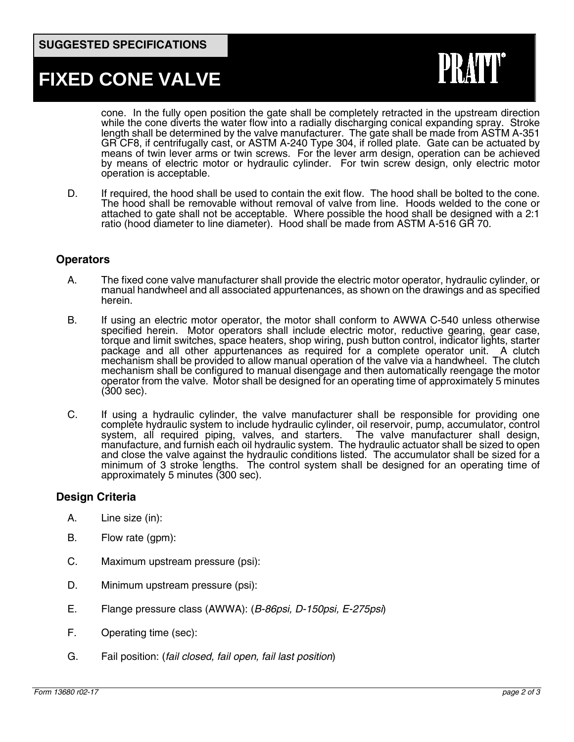cone. In the fully open position the gate shall be completely retracted in the upstream direction while the cone diverts the water flow into a radially discharging conical expanding spray. Stroke length shall be determined by the valve manufacturer. The gate shall be made from ASTM A-351 GR CF8, if centrifugally cast, or ASTM A-240 Type 304, if rolled plate. Gate can be actuated by means of twin lever arms or twin screws. For the lever arm design, operation can be achieved by means of electric motor or hydraulic cylinder. For twin screw design, only electric motor operation is acceptable.

D. If required, the hood shall be used to contain the exit flow. The hood shall be bolted to the cone. The hood shall be removable without removal of valve from line. Hoods welded to the cone or attached to gate shall not be acceptable. Where possible the hood shall be designed with a 2:1 ratio (hood diameter to line diameter). Hood shall be made from ASTM A-516 GR 70.

### Operators

A. The fixed cone valve manufacturer shall provide the electric motor operator, hydraulic cylinder, or manual handwheel and all associated appurtenances, as shown on the drawings and as specified herein.

B. If using an electric motor operator, the motor shall conform to AWWA C-540 unless otherwise specified herein. Motor operators shall include electric motor, reductive gearing, gear case, torque and limit switches, space heaters, shop wiring, push button control, indicator lights, starter package and all other appurtenances as required for a complete operator unit. A clutch mechanism shall be provided to allow manual operation of the valve via a handwheel. The clutch mechanism shall be configured to manual disengage and then automatically reengage the motor operator from the valve. Motor shall be designed for an operating time of approximately 5 minutes (300 sec).

C. If using a hydraulic cylinder, the valve manufacturer shall be responsible for providing one complete hydraulic system to include hydraulic cylinder, oil reservoir, pump, accumulator, control system, all required piping, valves, and starters. The valve manufacturer shall design, manufacture, and furnish each oil hydraulic system. The hydraulic actuator shall be sized to open and close the valve against the hydraulic conditions listed. The accumulator shall be sized for a minimum of 3 stroke lengths. The control system shall be designed for an operating time of approximately 5 minutes (300 sec).

### Design Criteria

A. Line size (in):

B. Flow rate (gpm):

C. Maximum upstream pressure (psi):

D. Minimum upstream pressure (psi):

E. Flange pressure class (AWWA): (*B-86psi, D-150psi, E-275psi*)

F. Operating time (sec):

G. Fail position: (*fail closed, fail open, fail last position*)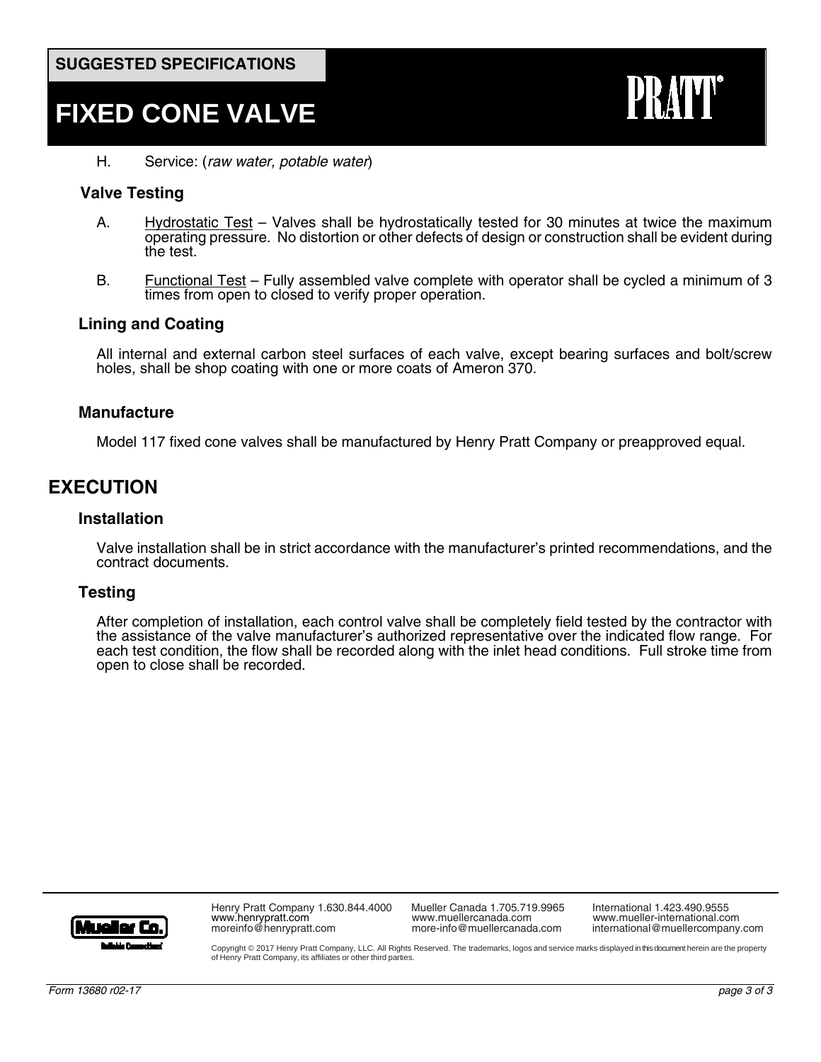H. Service: (*raw water, potable water*)

### Valve Testing

A. Hydrostatic Test – Valves shall be hydrostatically tested for 30 minutes at twice the maximum operating pressure. No distortion or other defects of design or construction shall be evident during the test.

B. Functional Test – Fully assembled valve complete with operator shall be cycled a minimum of 3 times from open to closed to verify proper operation.

### Lining and Coating

All internal and external carbon steel surfaces of each valve, except bearing surfaces and bolt/screw holes, shall be shop coating with one or more coats of Ameron 370.

### Manufacture

Model 117 fixed cone valves shall be manufactured by Henry Pratt Company or preapproved equal.

## EXECUTION

### Installation

Valve installation shall be in strict accordance with the manufacturer's printed recommendations, and the contract documents.

### Testing

After completion of installation, each control valve shall be completely field tested by the contractor with the assistance of the valve manufacturer's authorized representative over the indicated flow range. For each test condition, the flow shall be recorded along with the inlet head conditions. Full stroke time from open to close shall be recorded.

Henry Pratt Company 1.630.844.4000
www.henrypratt.com
moreinfo@henrypratt.com

Mueller Canada 1.705.719.9965
www.muellercanada.com
more-info@muellercanada.com

International 1.423.490.9555
www.mueller-international.com
international@muellercompany.com

Copyright © 2017 Henry Pratt Company, LLC. All Rights Reserved. The trademarks, logos and service marks displayed in this document herein are the property of Henry Pratt Company, its affiliates or other third parties.

Form 13680 r02-17